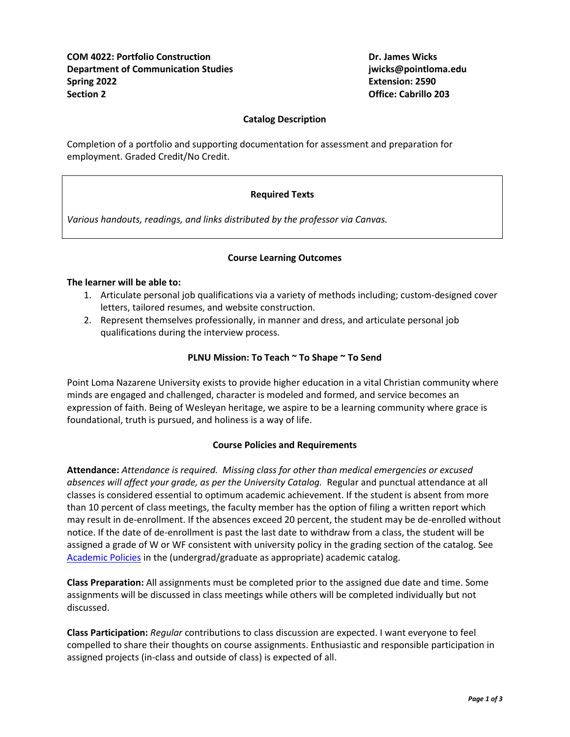**COM 4022: Portfolio Construction**
**Department of Communication Studies**
**Spring 2022**
**Section 2**

**Dr. James Wicks**
**jwicks@pointloma.edu**
**Extension: 2590**
**Office: Cabrillo 203**

## Catalog Description

Completion of a portfolio and supporting documentation for assessment and preparation for employment. Graded Credit/No Credit.

## Required Texts

*Various handouts, readings, and links distributed by the professor via Canvas.*

## Course Learning Outcomes

**The learner will be able to:**

1. Articulate personal job qualifications via a variety of methods including; custom-designed cover letters, tailored resumes, and website construction.
2. Represent themselves professionally, in manner and dress, and articulate personal job qualifications during the interview process.

## PLNU Mission: To Teach ~ To Shape ~ To Send

Point Loma Nazarene University exists to provide higher education in a vital Christian community where minds are engaged and challenged, character is modeled and formed, and service becomes an expression of faith. Being of Wesleyan heritage, we aspire to be a learning community where grace is foundational, truth is pursued, and holiness is a way of life.

## Course Policies and Requirements

**Attendance:** *Attendance is required. Missing class for other than medical emergencies or excused absences will affect your grade, as per the University Catalog.* Regular and punctual attendance at all classes is considered essential to optimum academic achievement. If the student is absent from more than 10 percent of class meetings, the faculty member has the option of filing a written report which may result in de-enrollment. If the absences exceed 20 percent, the student may be de-enrolled without notice. If the date of de-enrollment is past the last date to withdraw from a class, the student will be assigned a grade of W or WF consistent with university policy in the grading section of the catalog. See Academic Policies in the (undergrad/graduate as appropriate) academic catalog.

**Class Preparation:** All assignments must be completed prior to the assigned due date and time. Some assignments will be discussed in class meetings while others will be completed individually but not discussed.

**Class Participation:** *Regular* contributions to class discussion are expected. I want everyone to feel compelled to share their thoughts on course assignments. Enthusiastic and responsible participation in assigned projects (in-class and outside of class) is expected of all.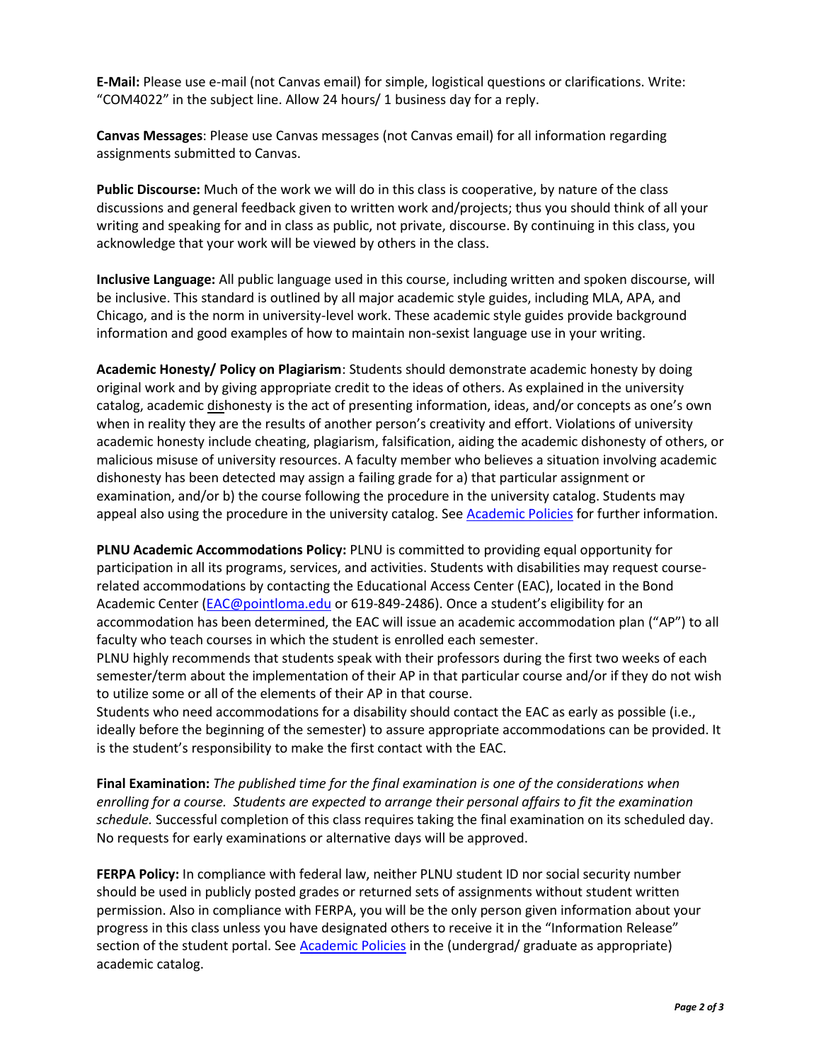**E-Mail:** Please use e-mail (not Canvas email) for simple, logistical questions or clarifications. Write: "COM4022" in the subject line. Allow 24 hours/ 1 business day for a reply.

**Canvas Messages**: Please use Canvas messages (not Canvas email) for all information regarding assignments submitted to Canvas.

**Public Discourse:** Much of the work we will do in this class is cooperative, by nature of the class discussions and general feedback given to written work and/projects; thus you should think of all your writing and speaking for and in class as public, not private, discourse. By continuing in this class, you acknowledge that your work will be viewed by others in the class.

**Inclusive Language:** All public language used in this course, including written and spoken discourse, will be inclusive. This standard is outlined by all major academic style guides, including MLA, APA, and Chicago, and is the norm in university-level work. These academic style guides provide background information and good examples of how to maintain non-sexist language use in your writing.

**Academic Honesty/ Policy on Plagiarism**: Students should demonstrate academic honesty by doing original work and by giving appropriate credit to the ideas of others. As explained in the university catalog, academic dishonesty is the act of presenting information, ideas, and/or concepts as one's own when in reality they are the results of another person's creativity and effort. Violations of university academic honesty include cheating, plagiarism, falsification, aiding the academic dishonesty of others, or malicious misuse of university resources. A faculty member who believes a situation involving academic dishonesty has been detected may assign a failing grade for a) that particular assignment or examination, and/or b) the course following the procedure in the university catalog. Students may appeal also using the procedure in the university catalog. See Academic Policies for further information.

**PLNU Academic Accommodations Policy:** PLNU is committed to providing equal opportunity for participation in all its programs, services, and activities. Students with disabilities may request course-related accommodations by contacting the Educational Access Center (EAC), located in the Bond Academic Center (EAC@pointloma.edu or 619-849-2486). Once a student's eligibility for an accommodation has been determined, the EAC will issue an academic accommodation plan ("AP") to all faculty who teach courses in which the student is enrolled each semester.

PLNU highly recommends that students speak with their professors during the first two weeks of each semester/term about the implementation of their AP in that particular course and/or if they do not wish to utilize some or all of the elements of their AP in that course.

Students who need accommodations for a disability should contact the EAC as early as possible (i.e., ideally before the beginning of the semester) to assure appropriate accommodations can be provided. It is the student's responsibility to make the first contact with the EAC.

**Final Examination:** *The published time for the final examination is one of the considerations when enrolling for a course. Students are expected to arrange their personal affairs to fit the examination schedule.* Successful completion of this class requires taking the final examination on its scheduled day. No requests for early examinations or alternative days will be approved.

**FERPA Policy:** In compliance with federal law, neither PLNU student ID nor social security number should be used in publicly posted grades or returned sets of assignments without student written permission. Also in compliance with FERPA, you will be the only person given information about your progress in this class unless you have designated others to receive it in the "Information Release" section of the student portal. See Academic Policies in the (undergrad/ graduate as appropriate) academic catalog.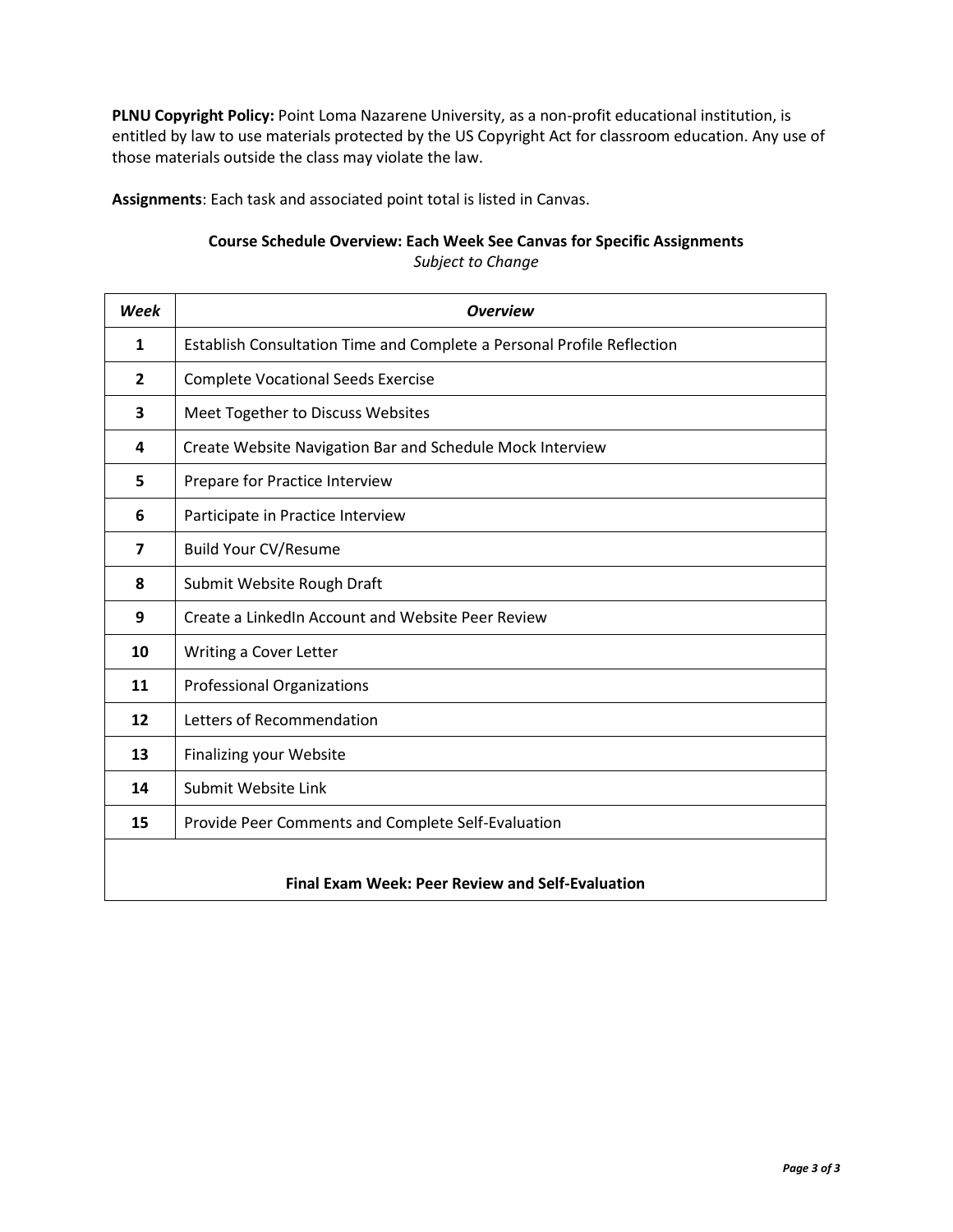**PLNU Copyright Policy:** Point Loma Nazarene University, as a non-profit educational institution, is entitled by law to use materials protected by the US Copyright Act for classroom education. Any use of those materials outside the class may violate the law.

**Assignments**: Each task and associated point total is listed in Canvas.

**Course Schedule Overview: Each Week See Canvas for Specific Assignments**

*Subject to Change*

| ***Week*** | ***Overview*** |
|---|---|
| **1** | Establish Consultation Time and Complete a Personal Profile Reflection |
| **2** | Complete Vocational Seeds Exercise |
| **3** | Meet Together to Discuss Websites |
| **4** | Create Website Navigation Bar and Schedule Mock Interview |
| **5** | Prepare for Practice Interview |
| **6** | Participate in Practice Interview |
| **7** | Build Your CV/Resume |
| **8** | Submit Website Rough Draft |
| **9** | Create a LinkedIn Account and Website Peer Review |
| **10** | Writing a Cover Letter |
| **11** | Professional Organizations |
| **12** | Letters of Recommendation |
| **13** | Finalizing your Website |
| **14** | Submit Website Link |
| **15** | Provide Peer Comments and Complete Self-Evaluation |
| **Final Exam Week: Peer Review and Self-Evaluation** | |